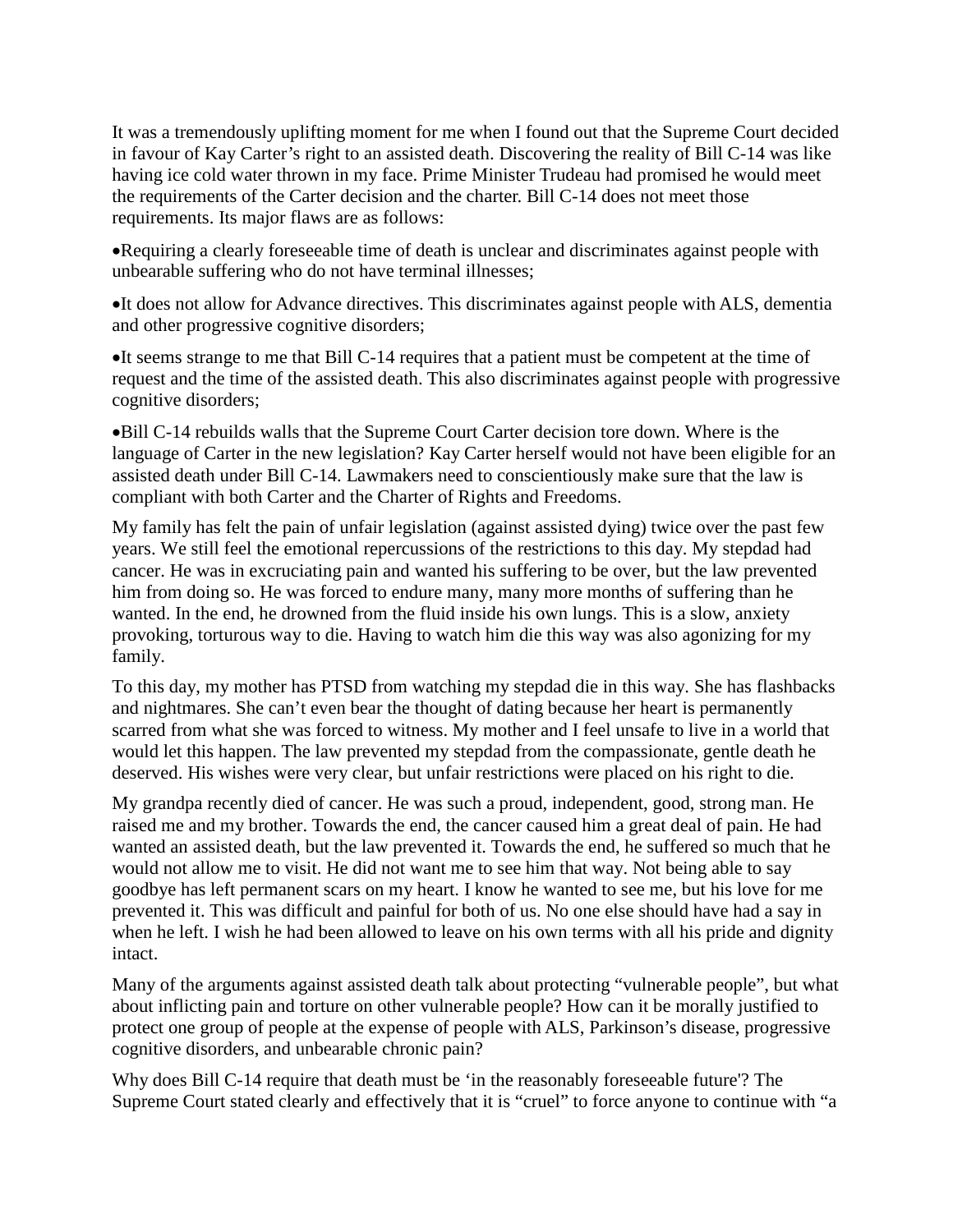It was a tremendously uplifting moment for me when I found out that the Supreme Court decided in favour of Kay Carter's right to an assisted death. Discovering the reality of Bill C-14 was like having ice cold water thrown in my face. Prime Minister Trudeau had promised he would meet the requirements of the Carter decision and the charter. Bill C-14 does not meet those requirements. Its major flaws are as follows:

- Requiring a clearly foreseeable time of death is unclear and discriminates against people with unbearable suffering who do not have terminal illnesses;
- It does not allow for Advance directives. This discriminates against people with ALS, dementia and other progressive cognitive disorders;
- It seems strange to me that Bill C-14 requires that a patient must be competent at the time of request and the time of the assisted death. This also discriminates against people with progressive cognitive disorders;
- Bill C-14 rebuilds walls that the Supreme Court Carter decision tore down. Where is the language of Carter in the new legislation? Kay Carter herself would not have been eligible for an assisted death under Bill C-14. Lawmakers need to conscientiously make sure that the law is compliant with both Carter and the Charter of Rights and Freedoms.

My family has felt the pain of unfair legislation (against assisted dying) twice over the past few years. We still feel the emotional repercussions of the restrictions to this day. My stepdad had cancer. He was in excruciating pain and wanted his suffering to be over, but the law prevented him from doing so. He was forced to endure many, many more months of suffering than he wanted. In the end, he drowned from the fluid inside his own lungs. This is a slow, anxiety provoking, torturous way to die. Having to watch him die this way was also agonizing for my family.

To this day, my mother has PTSD from watching my stepdad die in this way. She has flashbacks and nightmares. She can't even bear the thought of dating because her heart is permanently scarred from what she was forced to witness. My mother and I feel unsafe to live in a world that would let this happen. The law prevented my stepdad from the compassionate, gentle death he deserved. His wishes were very clear, but unfair restrictions were placed on his right to die.

My grandpa recently died of cancer. He was such a proud, independent, good, strong man. He raised me and my brother. Towards the end, the cancer caused him a great deal of pain. He had wanted an assisted death, but the law prevented it. Towards the end, he suffered so much that he would not allow me to visit. He did not want me to see him that way. Not being able to say goodbye has left permanent scars on my heart. I know he wanted to see me, but his love for me prevented it. This was difficult and painful for both of us. No one else should have had a say in when he left. I wish he had been allowed to leave on his own terms with all his pride and dignity intact.

Many of the arguments against assisted death talk about protecting "vulnerable people", but what about inflicting pain and torture on other vulnerable people? How can it be morally justified to protect one group of people at the expense of people with ALS, Parkinson's disease, progressive cognitive disorders, and unbearable chronic pain?

Why does Bill C-14 require that death must be 'in the reasonably foreseeable future'? The Supreme Court stated clearly and effectively that it is "cruel" to force anyone to continue with "a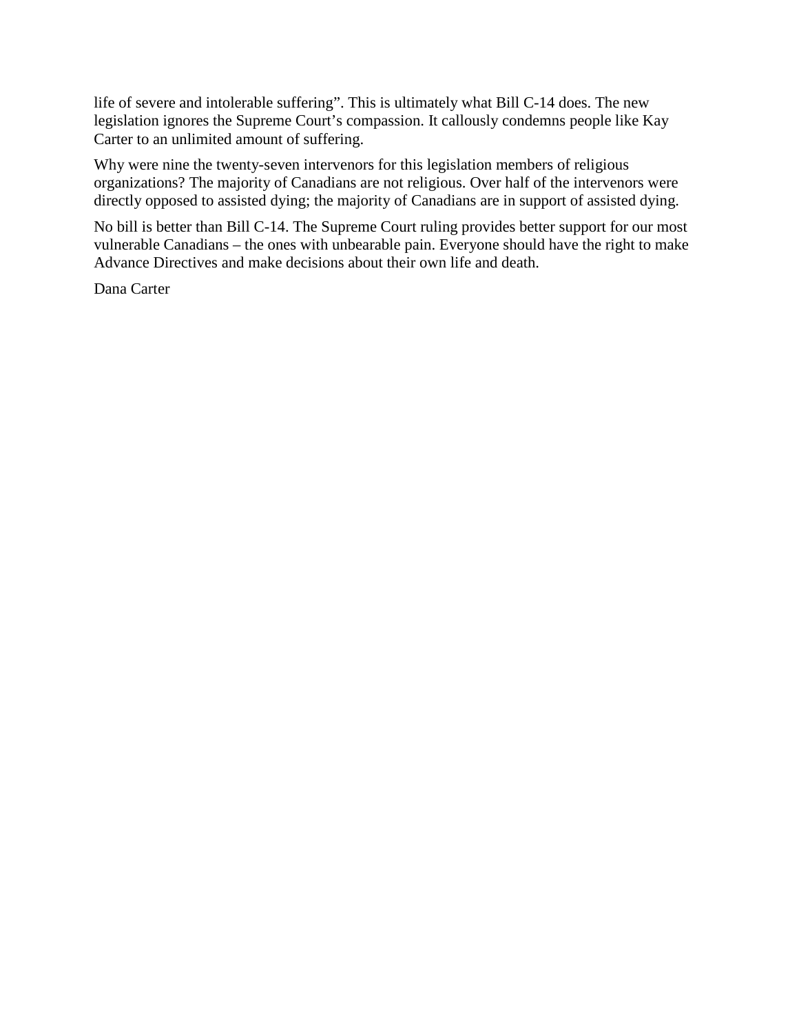life of severe and intolerable suffering". This is ultimately what Bill C-14 does. The new legislation ignores the Supreme Court's compassion. It callously condemns people like Kay Carter to an unlimited amount of suffering.

Why were nine the twenty-seven intervenors for this legislation members of religious organizations? The majority of Canadians are not religious. Over half of the intervenors were directly opposed to assisted dying; the majority of Canadians are in support of assisted dying.

No bill is better than Bill C-14. The Supreme Court ruling provides better support for our most vulnerable Canadians – the ones with unbearable pain. Everyone should have the right to make Advance Directives and make decisions about their own life and death.

Dana Carter